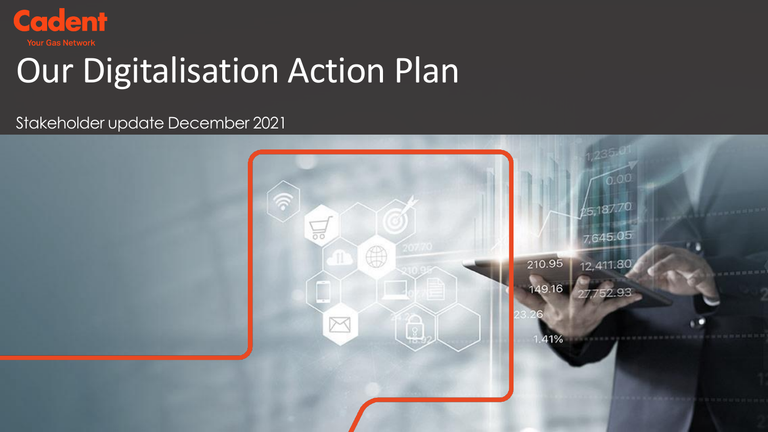Cadent

Your Gas Network

# Our Digitalisation Action Plan

Stakeholder update December 2021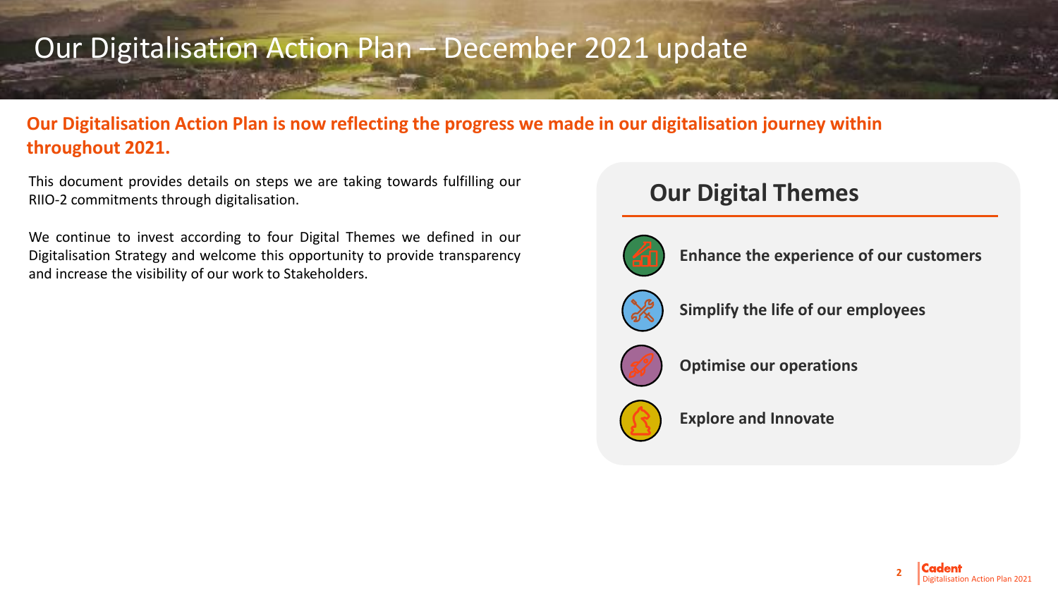# Our Digitalisation Action Plan – December 2021 update

**Our Digitalisation Action Plan is now reflecting the progress we made in our digitalisation journey within throughout 2021.**

This document provides details on steps we are taking towards fulfilling our RIIO-2 commitments through digitalisation.

We continue to invest according to four Digital Themes we defined in our Digitalisation Strategy and welcome this opportunity to provide transparency and increase the visibility of our work to Stakeholders.

## Our Digital Themes

- **Enhance the experience of our customers**
- **Simplify the life of our employees**
- **Optimise our operations**
- **Explore and Innovate**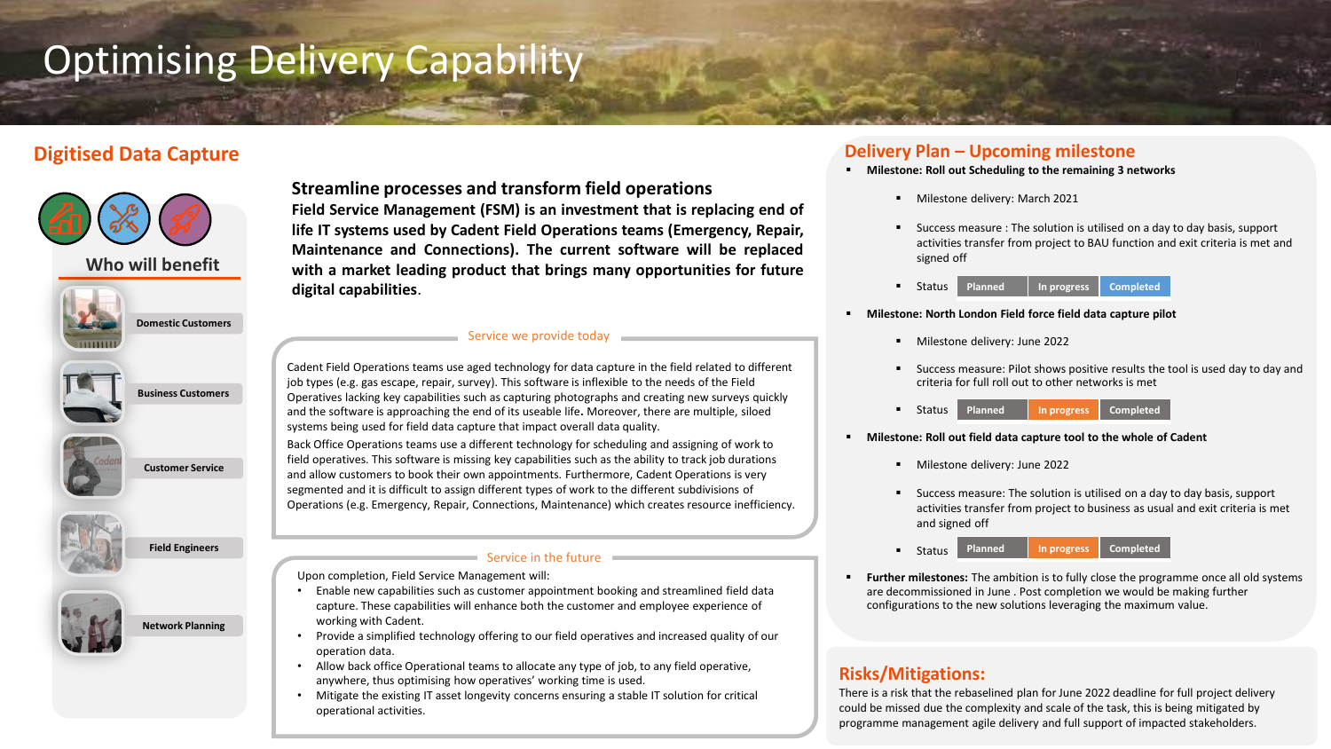# Optimising Delivery Capability

## Digitised Data Capture

### Who will benefit

- Domestic Customers
- Business Customers
- Customer Service
- Field Engineers
- Network Planning

### Streamline processes and transform field operations

**Field Service Management (FSM) is an investment that is replacing end of life IT systems used by Cadent Field Operations teams (Emergency, Repair, Maintenance and Connections). The current software will be replaced with a market leading product that brings many opportunities for future digital capabilities**.

#### Service we provide today

Cadent Field Operations teams use aged technology for data capture in the field related to different job types (e.g. gas escape, repair, survey). This software is inflexible to the needs of the Field Operatives lacking key capabilities such as capturing photographs and creating new surveys quickly and the software is approaching the end of its useable life**.** Moreover, there are multiple, siloed systems being used for field data capture that impact overall data quality.

Back Office Operations teams use a different technology for scheduling and assigning of work to field operatives. This software is missing key capabilities such as the ability to track job durations and allow customers to book their own appointments. Furthermore, Cadent Operations is very segmented and it is difficult to assign different types of work to the different subdivisions of Operations (e.g. Emergency, Repair, Connections, Maintenance) which creates resource inefficiency.

#### Service in the future

Upon completion, Field Service Management will:

- Enable new capabilities such as customer appointment booking and streamlined field data capture. These capabilities will enhance both the customer and employee experience of working with Cadent.
- Provide a simplified technology offering to our field operatives and increased quality of our operation data.
- Allow back office Operational teams to allocate any type of job, to any field operative, anywhere, thus optimising how operatives' working time is used.
- Mitigate the existing IT asset longevity concerns ensuring a stable IT solution for critical operational activities.

## Delivery Plan – Upcoming milestone

- **Milestone: Roll out Scheduling to the remaining 3 networks**
  - Milestone delivery: March 2021
  - Success measure : The solution is utilised on a day to day basis, support activities transfer from project to BAU function and exit criteria is met and signed off
  - Status: Planned | In progress | **Completed**
- **Milestone: North London Field force field data capture pilot**
  - Milestone delivery: June 2022
  - Success measure: Pilot shows positive results the tool is used day to day and criteria for full roll out to other networks is met
  - Status: Planned | **In progress** | Completed
- **Milestone: Roll out field data capture tool to the whole of Cadent**
  - Milestone delivery: June 2022
  - Success measure: The solution is utilised on a day to day basis, support activities transfer from project to business as usual and exit criteria is met and signed off
  - Status: Planned | **In progress** | Completed
- **Further milestones:** The ambition is to fully close the programme once all old systems are decommissioned in June . Post completion we would be making further configurations to the new solutions leveraging the maximum value.

## Risks/Mitigations:

There is a risk that the rebaselined plan for June 2022 deadline for full project delivery could be missed due the complexity and scale of the task, this is being mitigated by programme management agile delivery and full support of impacted stakeholders.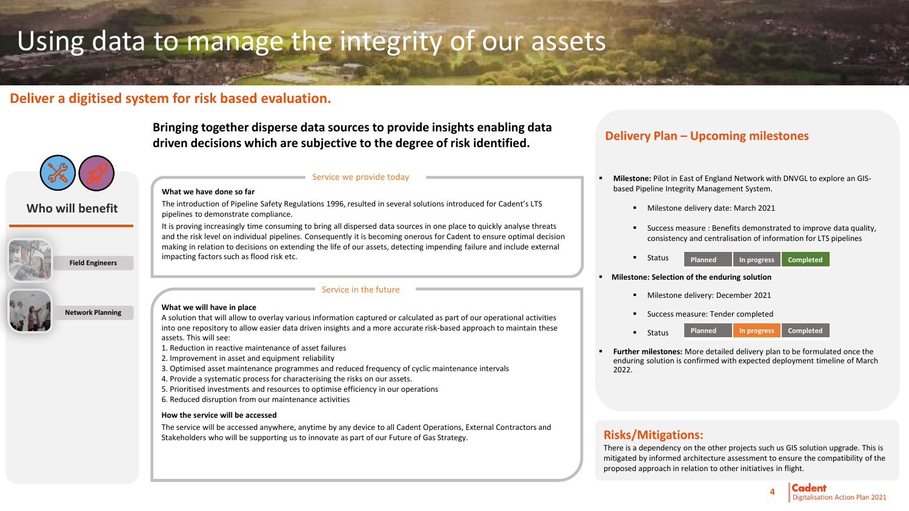# Using data to manage the integrity of our assets

## Deliver a digitised system for risk based evaluation.

**Bringing together disperse data sources to provide insights enabling data driven decisions which are subjective to the degree of risk identified.**

### Who will benefit

- Field Engineers
- Network Planning

### Service we provide today

**What we have done so far**

The introduction of Pipeline Safety Regulations 1996, resulted in several solutions introduced for Cadent's LTS pipelines to demonstrate compliance.

It is proving increasingly time consuming to bring all dispersed data sources in one place to quickly analyse threats and the risk level on individual pipelines. Consequently it is becoming onerous for Cadent to ensure optimal decision making in relation to decisions on extending the life of our assets, detecting impending failure and include external impacting factors such as flood risk etc.

### Service in the future

**What we will have in place**

A solution that will allow to overlay various information captured or calculated as part of our operational activities into one repository to allow easier data driven insights and a more accurate risk-based approach to maintain these assets. This will see:

1. Reduction in reactive maintenance of asset failures
2. Improvement in asset and equipment reliability
3. Optimised asset maintenance programmes and reduced frequency of cyclic maintenance intervals
4. Provide a systematic process for characterising the risks on our assets.
5. Prioritised investments and resources to optimise efficiency in our operations
6. Reduced disruption from our maintenance activities

**How the service will be accessed**

The service will be accessed anywhere, anytime by any device to all Cadent Operations, External Contractors and Stakeholders who will be supporting us to innovate as part of our Future of Gas Strategy.

## Delivery Plan – Upcoming milestones

- **Milestone:** Pilot in East of England Network with DNVGL to explore an GIS-based Pipeline Integrity Management System.
  - Milestone delivery date: March 2021
  - Success measure : Benefits demonstrated to improve data quality, consistency and centralisation of information for LTS pipelines
  - Status: Planned | In progress | **Completed**
- **Milestone: Selection of the enduring solution**
  - Milestone delivery: December 2021
  - Success measure: Tender completed
  - Status: Planned | **In progress** | Completed
- **Further milestones:** More detailed delivery plan to be formulated once the enduring solution is confirmed with expected deployment timeline of March 2022.

## Risks/Mitigations:

There is a dependency on the other projects such us GIS solution upgrade. This is mitigated by informed architecture assessment to ensure the compatibility of the proposed approach in relation to other initiatives in flight.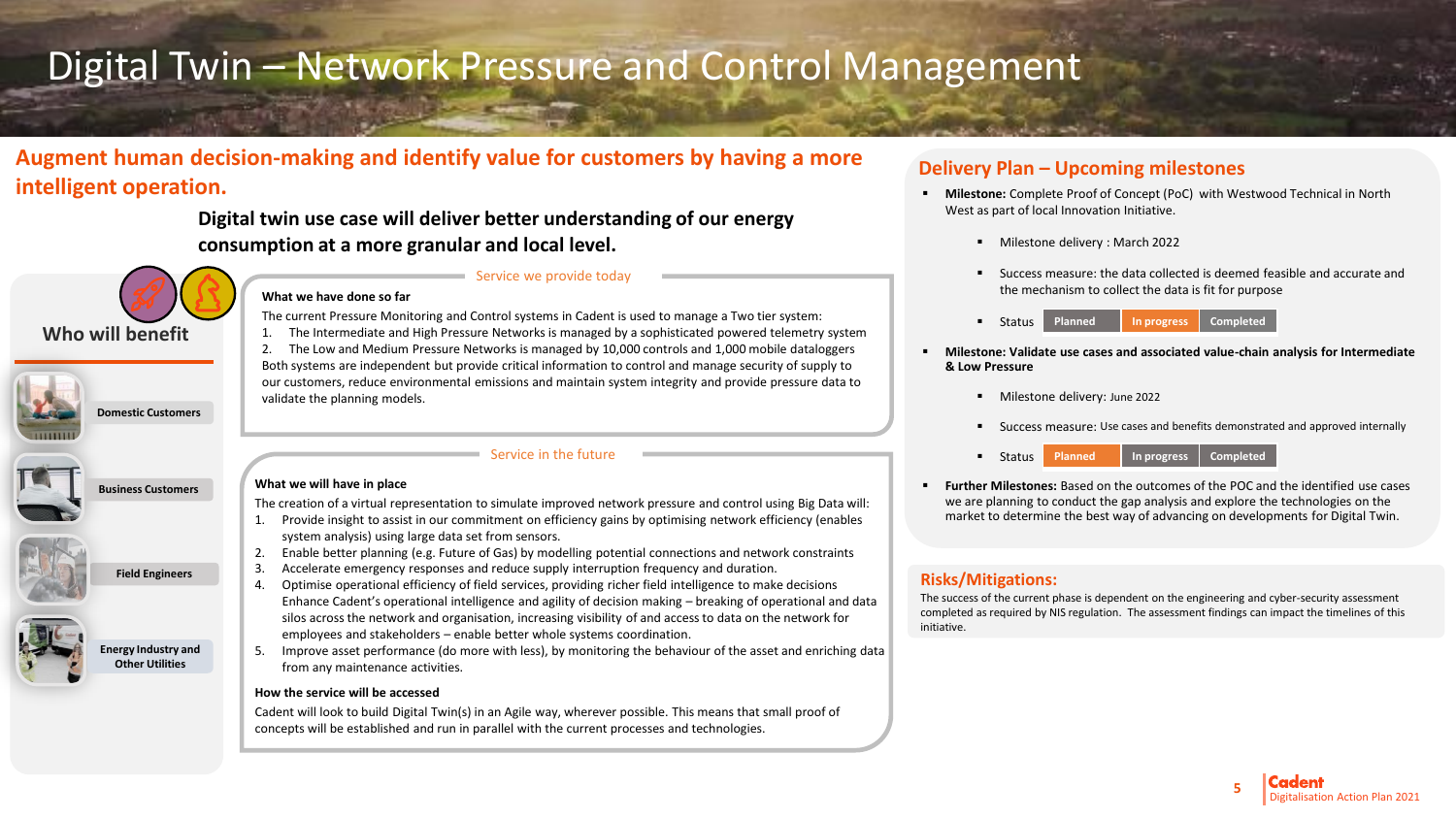# Digital Twin – Network Pressure and Control Management

## Augment human decision-making and identify value for customers by having a more intelligent operation.

**Digital twin use case will deliver better understanding of our energy consumption at a more granular and local level.**

### Who will benefit

- Domestic Customers
- Business Customers
- Field Engineers
- Energy Industry and Other Utilities

### Service we provide today

**What we have done so far**

The current Pressure Monitoring and Control systems in Cadent is used to manage a Two tier system:

1. The Intermediate and High Pressure Networks is managed by a sophisticated powered telemetry system
2. The Low and Medium Pressure Networks is managed by 10,000 controls and 1,000 mobile dataloggers

Both systems are independent but provide critical information to control and manage security of supply to our customers, reduce environmental emissions and maintain system integrity and provide pressure data to validate the planning models.

### Service in the future

**What we will have in place**

The creation of a virtual representation to simulate improved network pressure and control using Big Data will:

1. Provide insight to assist in our commitment on efficiency gains by optimising network efficiency (enables system analysis) using large data set from sensors.
2. Enable better planning (e.g. Future of Gas) by modelling potential connections and network constraints
3. Accelerate emergency responses and reduce supply interruption frequency and duration.
4. Optimise operational efficiency of field services, providing richer field intelligence to make decisions Enhance Cadent's operational intelligence and agility of decision making – breaking of operational and data silos across the network and organisation, increasing visibility of and access to data on the network for employees and stakeholders – enable better whole systems coordination.
5. Improve asset performance (do more with less), by monitoring the behaviour of the asset and enriching data from any maintenance activities.

**How the service will be accessed**

Cadent will look to build Digital Twin(s) in an Agile way, wherever possible. This means that small proof of concepts will be established and run in parallel with the current processes and technologies.

## Delivery Plan – Upcoming milestones

- **Milestone:** Complete Proof of Concept (PoC) with Westwood Technical in North West as part of local Innovation Initiative.
  - Milestone delivery : March 2022
  - Success measure: the data collected is deemed feasible and accurate and the mechanism to collect the data is fit for purpose
  - Status: Planned | **In progress** | Completed
- **Milestone: Validate use cases and associated value-chain analysis for Intermediate & Low Pressure**
  - Milestone delivery: June 2022
  - Success measure: Use cases and benefits demonstrated and approved internally
  - Status: **Planned** | In progress | Completed
- **Further Milestones:** Based on the outcomes of the POC and the identified use cases we are planning to conduct the gap analysis and explore the technologies on the market to determine the best way of advancing on developments for Digital Twin.

## Risks/Mitigations:

The success of the current phase is dependent on the engineering and cyber-security assessment completed as required by NIS regulation. The assessment findings can impact the timelines of this initiative.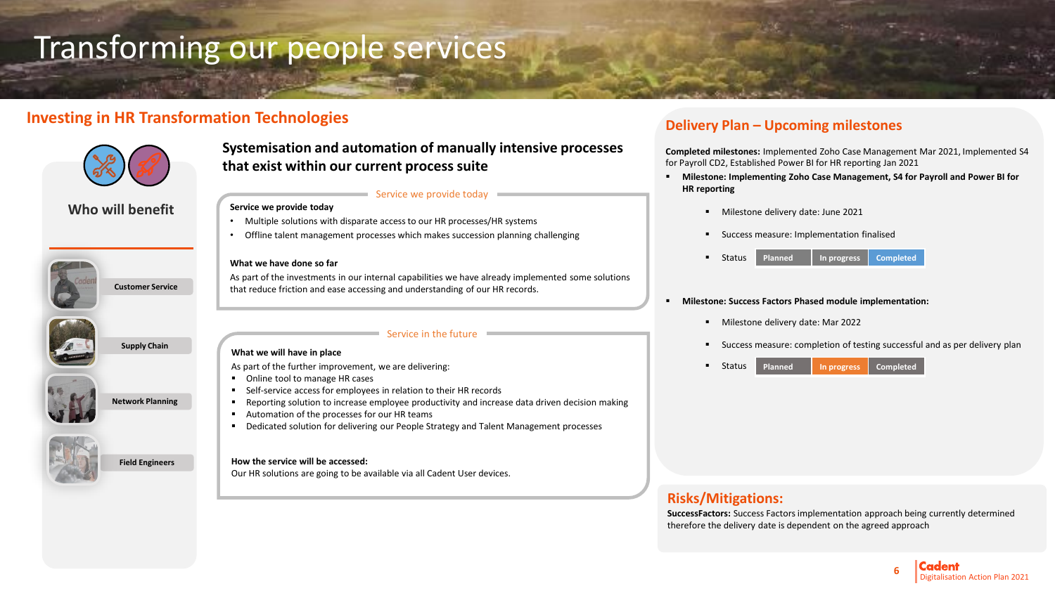# Transforming our people services

## Investing in HR Transformation Technologies

### Who will benefit

- Customer Service
- Supply Chain
- Network Planning
- Field Engineers

### Systemisation and automation of manually intensive processes that exist within our current process suite

#### Service we provide today

**Service we provide today**

- Multiple solutions with disparate access to our HR processes/HR systems
- Offline talent management processes which makes succession planning challenging

**What we have done so far**

As part of the investments in our internal capabilities we have already implemented some solutions that reduce friction and ease accessing and understanding of our HR records.

#### Service in the future

**What we will have in place**

As part of the further improvement, we are delivering:

- Online tool to manage HR cases
- Self-service access for employees in relation to their HR records
- Reporting solution to increase employee productivity and increase data driven decision making
- Automation of the processes for our HR teams
- Dedicated solution for delivering our People Strategy and Talent Management processes

**How the service will be accessed:**

Our HR solutions are going to be available via all Cadent User devices.

## Delivery Plan – Upcoming milestones

**Completed milestones:** Implemented Zoho Case Management Mar 2021, Implemented S4 for Payroll CD2, Established Power BI for HR reporting Jan 2021

- **Milestone: Implementing Zoho Case Management, S4 for Payroll and Power BI for HR reporting**
  - Milestone delivery date: June 2021
  - Success measure: Implementation finalised
  - Status: Planned | In progress | **Completed**

- **Milestone: Success Factors Phased module implementation:**
  - Milestone delivery date: Mar 2022
  - Success measure: completion of testing successful and as per delivery plan
  - Status: Planned | **In progress** | Completed

## Risks/Mitigations:

**SuccessFactors:** Success Factors implementation approach being currently determined therefore the delivery date is dependent on the agreed approach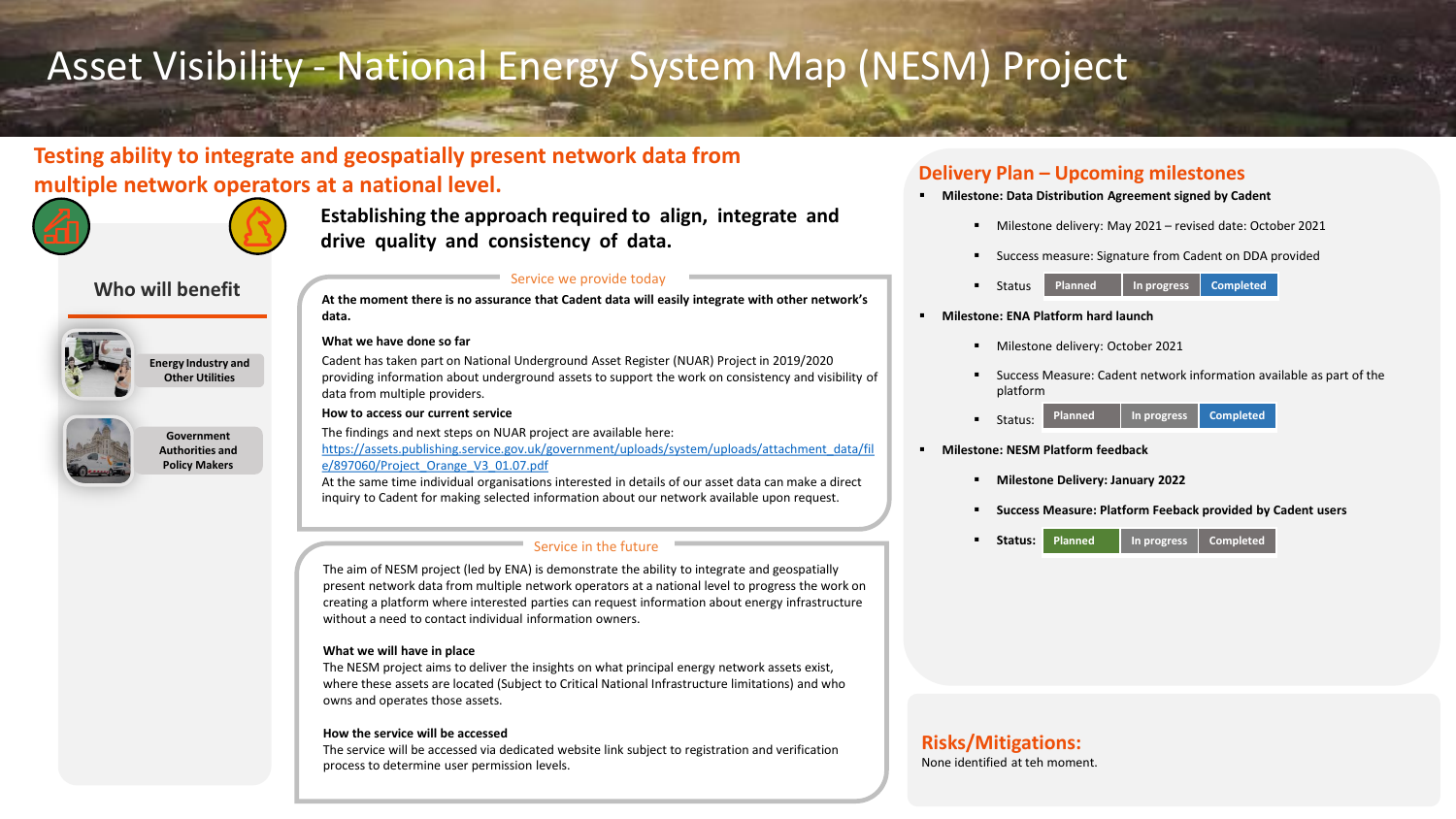# Asset Visibility - National Energy System Map (NESM) Project

## Testing ability to integrate and geospatially present network data from multiple network operators at a national level.

### Who will benefit

- Energy Industry and Other Utilities
- Government Authorities and Policy Makers

**Establishing the approach required to align, integrate and drive quality and consistency of data.**

### Service we provide today

**At the moment there is no assurance that Cadent data will easily integrate with other network's data.**

**What we have done so far**

Cadent has taken part on National Underground Asset Register (NUAR) Project in 2019/2020 providing information about underground assets to support the work on consistency and visibility of data from multiple providers.

**How to access our current service**

The findings and next steps on NUAR project are available here: https://assets.publishing.service.gov.uk/government/uploads/system/uploads/attachment_data/file/897060/Project_Orange_V3_01.07.pdf

At the same time individual organisations interested in details of our asset data can make a direct inquiry to Cadent for making selected information about our network available upon request.

### Service in the future

The aim of NESM project (led by ENA) is demonstrate the ability to integrate and geospatially present network data from multiple network operators at a national level to progress the work on creating a platform where interested parties can request information about energy infrastructure without a need to contact individual information owners.

**What we will have in place**

The NESM project aims to deliver the insights on what principal energy network assets exist, where these assets are located (Subject to Critical National Infrastructure limitations) and who owns and operates those assets.

**How the service will be accessed**

The service will be accessed via dedicated website link subject to registration and verification process to determine user permission levels.

## Delivery Plan – Upcoming milestones

- **Milestone: Data Distribution Agreement signed by Cadent**
  - Milestone delivery: May 2021 – revised date: October 2021
  - Success measure: Signature from Cadent on DDA provided
  - Status: Planned | In progress | Completed
- **Milestone: ENA Platform hard launch**
  - Milestone delivery: October 2021
  - Success Measure: Cadent network information available as part of the platform
  - Status: Planned | In progress | Completed
- **Milestone: NESM Platform feedback**
  - **Milestone Delivery: January 2022**
  - **Success Measure: Platform Feeback provided by Cadent users**
  - **Status:** Planned | In progress | Completed

## Risks/Mitigations:

None identified at teh moment.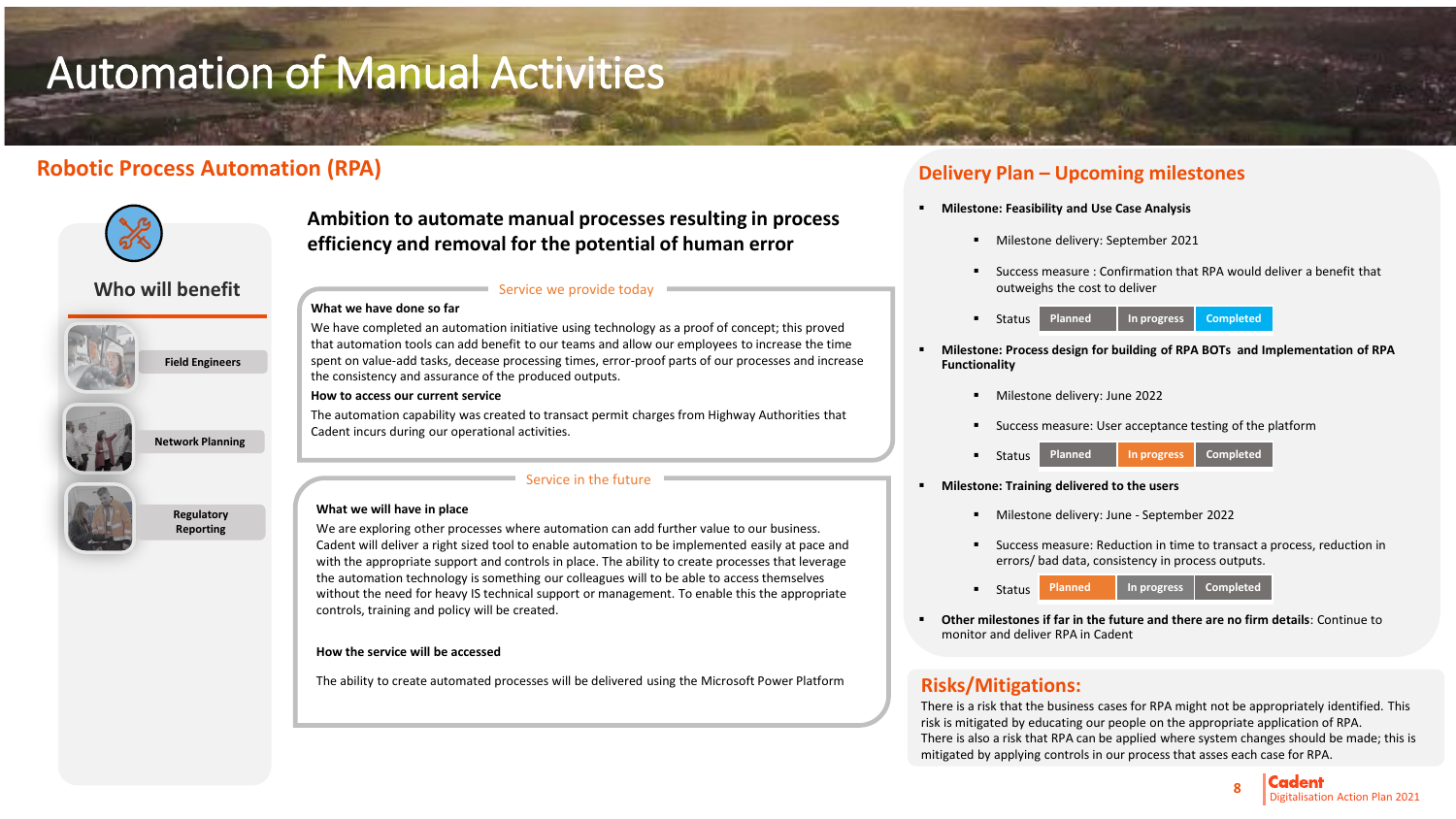# Automation of Manual Activities

## Robotic Process Automation (RPA)

### Who will benefit

- Field Engineers
- Network Planning
- Regulatory Reporting

### Ambition to automate manual processes resulting in process efficiency and removal for the potential of human error

#### Service we provide today

**What we have done so far**

We have completed an automation initiative using technology as a proof of concept; this proved that automation tools can add benefit to our teams and allow our employees to increase the time spent on value-add tasks, decease processing times, error-proof parts of our processes and increase the consistency and assurance of the produced outputs.

**How to access our current service**

The automation capability was created to transact permit charges from Highway Authorities that Cadent incurs during our operational activities.

#### Service in the future

**What we will have in place**

We are exploring other processes where automation can add further value to our business. Cadent will deliver a right sized tool to enable automation to be implemented easily at pace and with the appropriate support and controls in place. The ability to create processes that leverage the automation technology is something our colleagues will to be able to access themselves without the need for heavy IS technical support or management. To enable this the appropriate controls, training and policy will be created.

**How the service will be accessed**

The ability to create automated processes will be delivered using the Microsoft Power Platform

## Delivery Plan – Upcoming milestones

- **Milestone: Feasibility and Use Case Analysis**
  - Milestone delivery: September 2021
  - Success measure : Confirmation that RPA would deliver a benefit that outweighs the cost to deliver
  - Status: Planned | In progress | **Completed**
- **Milestone: Process design for building of RPA BOTs and Implementation of RPA Functionality**
  - Milestone delivery: June 2022
  - Success measure: User acceptance testing of the platform
  - Status: Planned | **In progress** | Completed
- **Milestone: Training delivered to the users**
  - Milestone delivery: June - September 2022
  - Success measure: Reduction in time to transact a process, reduction in errors/ bad data, consistency in process outputs.
  - Status: **Planned** | In progress | Completed
- **Other milestones if far in the future and there are no firm details**: Continue to monitor and deliver RPA in Cadent

## Risks/Mitigations:

There is a risk that the business cases for RPA might not be appropriately identified. This risk is mitigated by educating our people on the appropriate application of RPA.
There is also a risk that RPA can be applied where system changes should be made; this is mitigated by applying controls in our process that asses each case for RPA.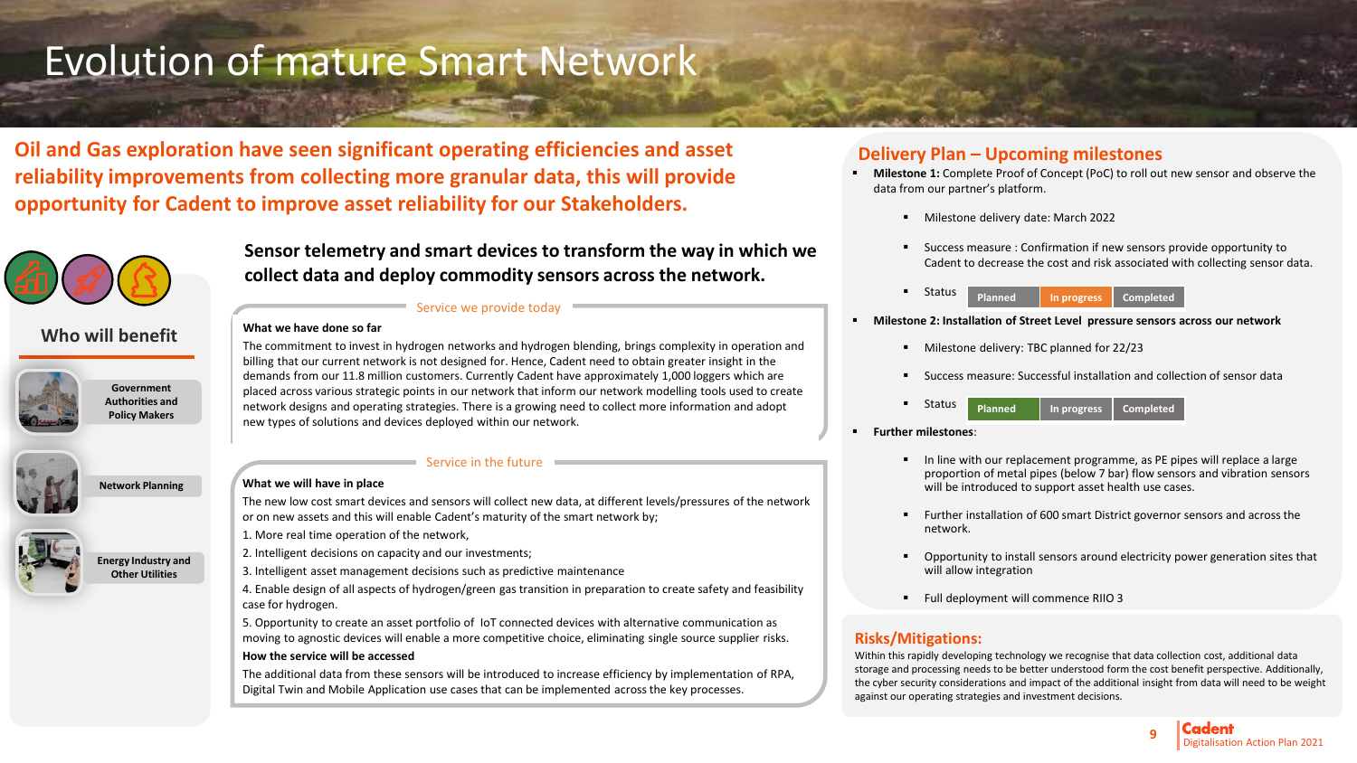# Evolution of mature Smart Network

**Oil and Gas exploration have seen significant operating efficiencies and asset reliability improvements from collecting more granular data, this will provide opportunity for Cadent to improve asset reliability for our Stakeholders.**

## Who will benefit

- Government Authorities and Policy Makers
- Network Planning
- Energy Industry and Other Utilities

## Sensor telemetry and smart devices to transform the way in which we collect data and deploy commodity sensors across the network.

### Service we provide today

**What we have done so far**

The commitment to invest in hydrogen networks and hydrogen blending, brings complexity in operation and billing that our current network is not designed for. Hence, Cadent need to obtain greater insight in the demands from our 11.8 million customers. Currently Cadent have approximately 1,000 loggers which are placed across various strategic points in our network that inform our network modelling tools used to create network designs and operating strategies. There is a growing need to collect more information and adopt new types of solutions and devices deployed within our network.

### Service in the future

**What we will have in place**

The new low cost smart devices and sensors will collect new data, at different levels/pressures of the network or on new assets and this will enable Cadent's maturity of the smart network by;

1. More real time operation of the network,
2. Intelligent decisions on capacity and our investments;
3. Intelligent asset management decisions such as predictive maintenance
4. Enable design of all aspects of hydrogen/green gas transition in preparation to create safety and feasibility case for hydrogen.
5. Opportunity to create an asset portfolio of IoT connected devices with alternative communication as moving to agnostic devices will enable a more competitive choice, eliminating single source supplier risks.

**How the service will be accessed**

The additional data from these sensors will be introduced to increase efficiency by implementation of RPA, Digital Twin and Mobile Application use cases that can be implemented across the key processes.

## Delivery Plan – Upcoming milestones

- **Milestone 1:** Complete Proof of Concept (PoC) to roll out new sensor and observe the data from our partner's platform.
  - Milestone delivery date: March 2022
  - Success measure : Confirmation if new sensors provide opportunity to Cadent to decrease the cost and risk associated with collecting sensor data.
  - Status: Planned | **In progress** | Completed
- **Milestone 2: Installation of Street Level pressure sensors across our network**
  - Milestone delivery: TBC planned for 22/23
  - Success measure: Successful installation and collection of sensor data
  - Status: **Planned** | In progress | Completed
- **Further milestones**:
  - In line with our replacement programme, as PE pipes will replace a large proportion of metal pipes (below 7 bar) flow sensors and vibration sensors will be introduced to support asset health use cases.
  - Further installation of 600 smart District governor sensors and across the network.
  - Opportunity to install sensors around electricity power generation sites that will allow integration
  - Full deployment will commence RIIO 3

## Risks/Mitigations:

Within this rapidly developing technology we recognise that data collection cost, additional data storage and processing needs to be better understood form the cost benefit perspective. Additionally, the cyber security considerations and impact of the additional insight from data will need to be weight against our operating strategies and investment decisions.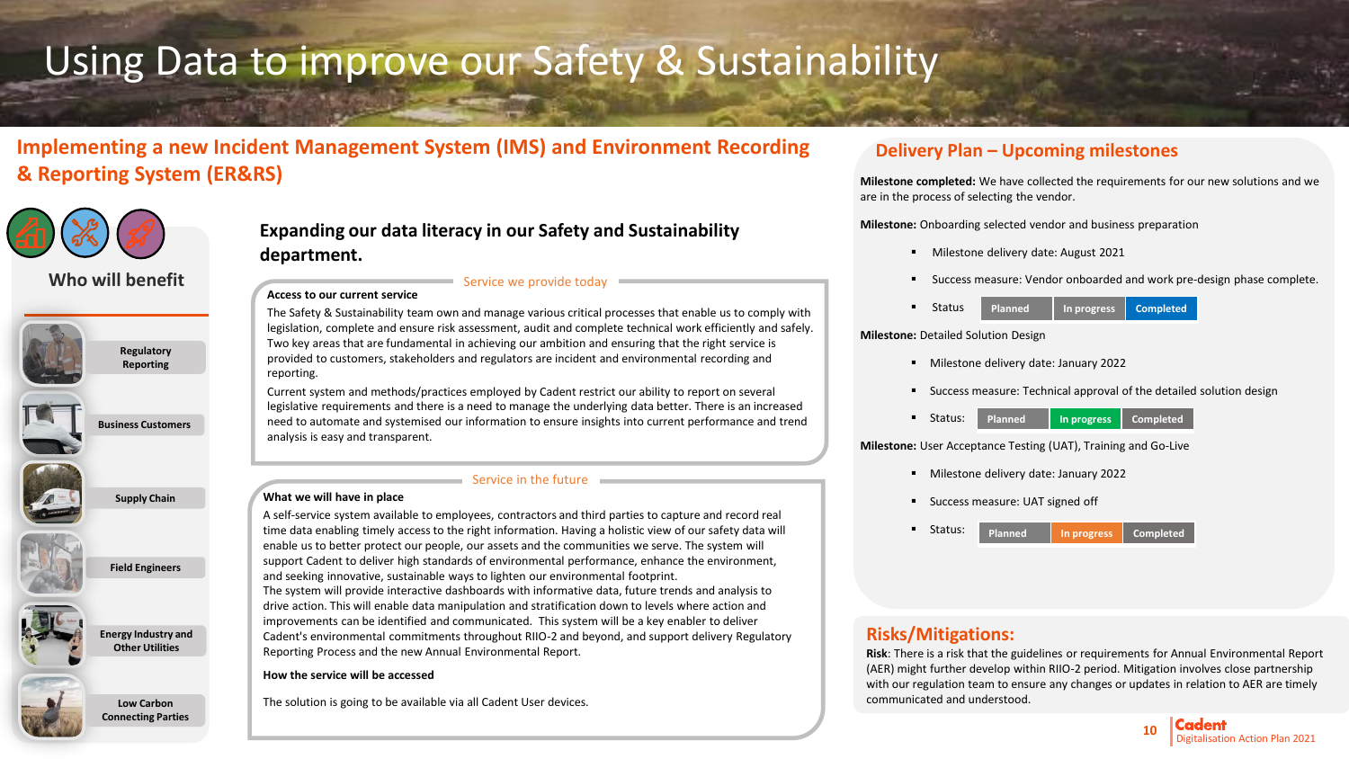# Using Data to improve our Safety & Sustainability

## Implementing a new Incident Management System (IMS) and Environment Recording & Reporting System (ER&RS)

### Who will benefit

- Regulatory Reporting
- Business Customers
- Supply Chain
- Field Engineers
- Energy Industry and Other Utilities
- Low Carbon Connecting Parties

### Expanding our data literacy in our Safety and Sustainability department.

#### Service we provide today

**Access to our current service**

The Safety & Sustainability team own and manage various critical processes that enable us to comply with legislation, complete and ensure risk assessment, audit and complete technical work efficiently and safely. Two key areas that are fundamental in achieving our ambition and ensuring that the right service is provided to customers, stakeholders and regulators are incident and environmental recording and reporting.

Current system and methods/practices employed by Cadent restrict our ability to report on several legislative requirements and there is a need to manage the underlying data better. There is an increased need to automate and systemised our information to ensure insights into current performance and trend analysis is easy and transparent.

#### Service in the future

**What we will have in place**

A self-service system available to employees, contractors and third parties to capture and record real time data enabling timely access to the right information. Having a holistic view of our safety data will enable us to better protect our people, our assets and the communities we serve. The system will support Cadent to deliver high standards of environmental performance, enhance the environment, and seeking innovative, sustainable ways to lighten our environmental footprint.
The system will provide interactive dashboards with informative data, future trends and analysis to drive action. This will enable data manipulation and stratification down to levels where action and improvements can be identified and communicated. This system will be a key enabler to deliver Cadent's environmental commitments throughout RIIO-2 and beyond, and support delivery Regulatory Reporting Process and the new Annual Environmental Report.

**How the service will be accessed**

The solution is going to be available via all Cadent User devices.

## Delivery Plan – Upcoming milestones

**Milestone completed:** We have collected the requirements for our new solutions and we are in the process of selecting the vendor.

**Milestone:** Onboarding selected vendor and business preparation

- Milestone delivery date: August 2021
- Success measure: Vendor onboarded and work pre-design phase complete.
- Status: Planned | In progress | **Completed**

**Milestone:** Detailed Solution Design

- Milestone delivery date: January 2022
- Success measure: Technical approval of the detailed solution design
- Status: Planned | **In progress** | Completed

**Milestone:** User Acceptance Testing (UAT), Training and Go-Live

- Milestone delivery date: January 2022
- Success measure: UAT signed off
- Status: Planned | **In progress** | Completed

## Risks/Mitigations:

**Risk**: There is a risk that the guidelines or requirements for Annual Environmental Report (AER) might further develop within RIIO-2 period. Mitigation involves close partnership with our regulation team to ensure any changes or updates in relation to AER are timely communicated and understood.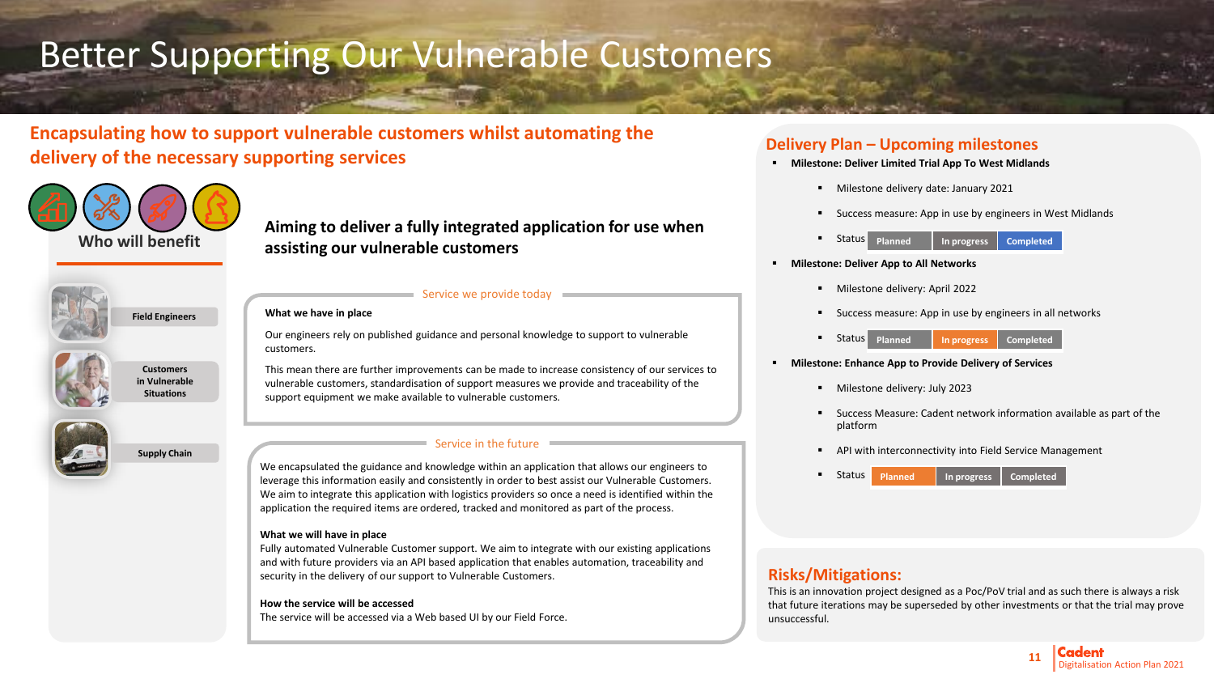# Better Supporting Our Vulnerable Customers

## Encapsulating how to support vulnerable customers whilst automating the delivery of the necessary supporting services

### Who will benefit

- Field Engineers
- Customers in Vulnerable Situations
- Supply Chain

### Aiming to deliver a fully integrated application for use when assisting our vulnerable customers

#### Service we provide today

**What we have in place**

Our engineers rely on published guidance and personal knowledge to support to vulnerable customers.

This mean there are further improvements can be made to increase consistency of our services to vulnerable customers, standardisation of support measures we provide and traceability of the support equipment we make available to vulnerable customers.

#### Service in the future

We encapsulated the guidance and knowledge within an application that allows our engineers to leverage this information easily and consistently in order to best assist our Vulnerable Customers. We aim to integrate this application with logistics providers so once a need is identified within the application the required items are ordered, tracked and monitored as part of the process.

**What we will have in place**

Fully automated Vulnerable Customer support. We aim to integrate with our existing applications and with future providers via an API based application that enables automation, traceability and security in the delivery of our support to Vulnerable Customers.

**How the service will be accessed**

The service will be accessed via a Web based UI by our Field Force.

## Delivery Plan – Upcoming milestones

- **Milestone: Deliver Limited Trial App To West Midlands**
  - Milestone delivery date: January 2021
  - Success measure: App in use by engineers in West Midlands
  - Status: Planned | In progress | **Completed**
- **Milestone: Deliver App to All Networks**
  - Milestone delivery: April 2022
  - Success measure: App in use by engineers in all networks
  - Status: Planned | **In progress** | Completed
- **Milestone: Enhance App to Provide Delivery of Services**
  - Milestone delivery: July 2023
  - Success Measure: Cadent network information available as part of the platform
  - API with interconnectivity into Field Service Management
  - Status: **Planned** | In progress | Completed

## Risks/Mitigations:

This is an innovation project designed as a Poc/PoV trial and as such there is always a risk that future iterations may be superseded by other investments or that the trial may prove unsuccessful.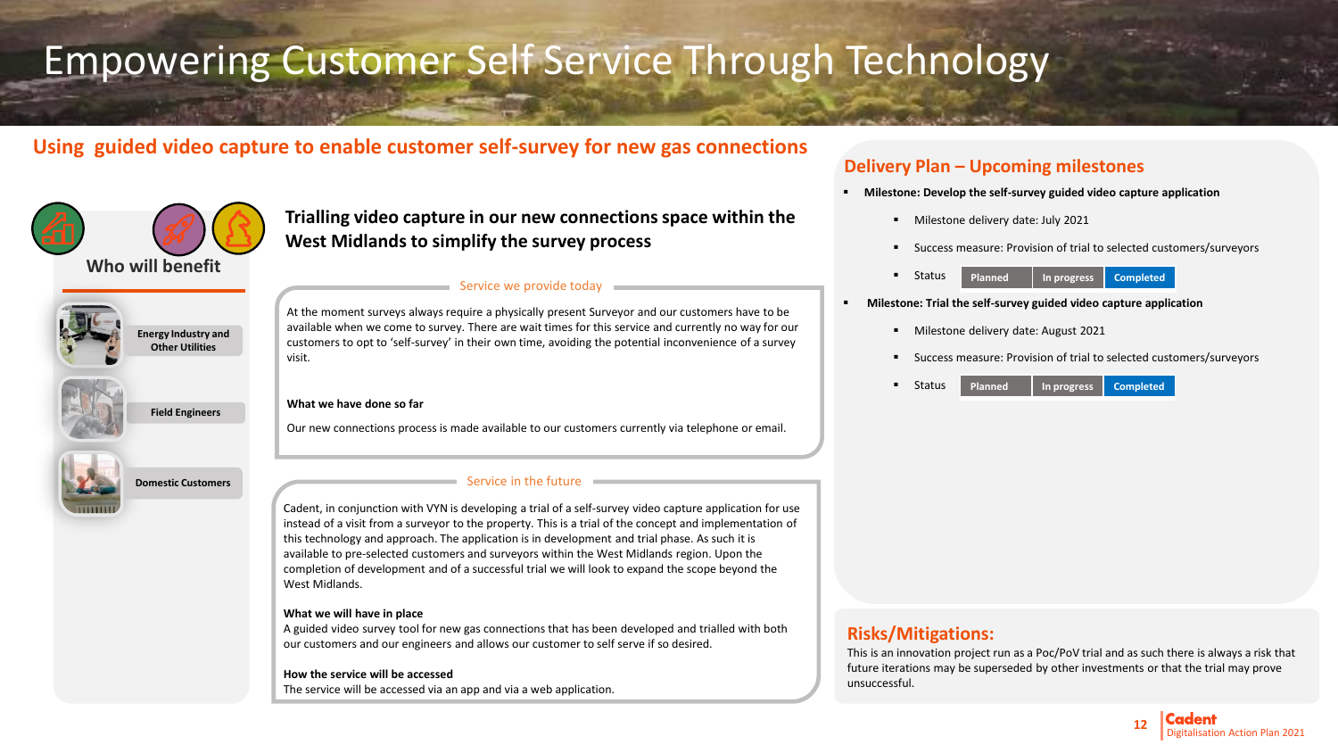# Empowering Customer Self Service Through Technology

## Using guided video capture to enable customer self-survey for new gas connections

### Who will benefit

- Energy Industry and Other Utilities
- Field Engineers
- Domestic Customers

### Trialling video capture in our new connections space within the West Midlands to simplify the survey process

#### Service we provide today

At the moment surveys always require a physically present Surveyor and our customers have to be available when we come to survey. There are wait times for this service and currently no way for our customers to opt to 'self-survey' in their own time, avoiding the potential inconvenience of a survey visit.

**What we have done so far**

Our new connections process is made available to our customers currently via telephone or email.

#### Service in the future

Cadent, in conjunction with VYN is developing a trial of a self-survey video capture application for use instead of a visit from a surveyor to the property. This is a trial of the concept and implementation of this technology and approach. The application is in development and trial phase. As such it is available to pre-selected customers and surveyors within the West Midlands region. Upon the completion of development and of a successful trial we will look to expand the scope beyond the West Midlands.

**What we will have in place**

A guided video survey tool for new gas connections that has been developed and trialled with both our customers and our engineers and allows our customer to self serve if so desired.

**How the service will be accessed**

The service will be accessed via an app and via a web application.

## Delivery Plan – Upcoming milestones

- **Milestone: Develop the self-survey guided video capture application**
  - Milestone delivery date: July 2021
  - Success measure: Provision of trial to selected customers/surveyors
  - Status: Planned | In progress | **Completed**
- **Milestone: Trial the self-survey guided video capture application**
  - Milestone delivery date: August 2021
  - Success measure: Provision of trial to selected customers/surveyors
  - Status: Planned | In progress | **Completed**

## Risks/Mitigations:

This is an innovation project run as a Poc/PoV trial and as such there is always a risk that future iterations may be superseded by other investments or that the trial may prove unsuccessful.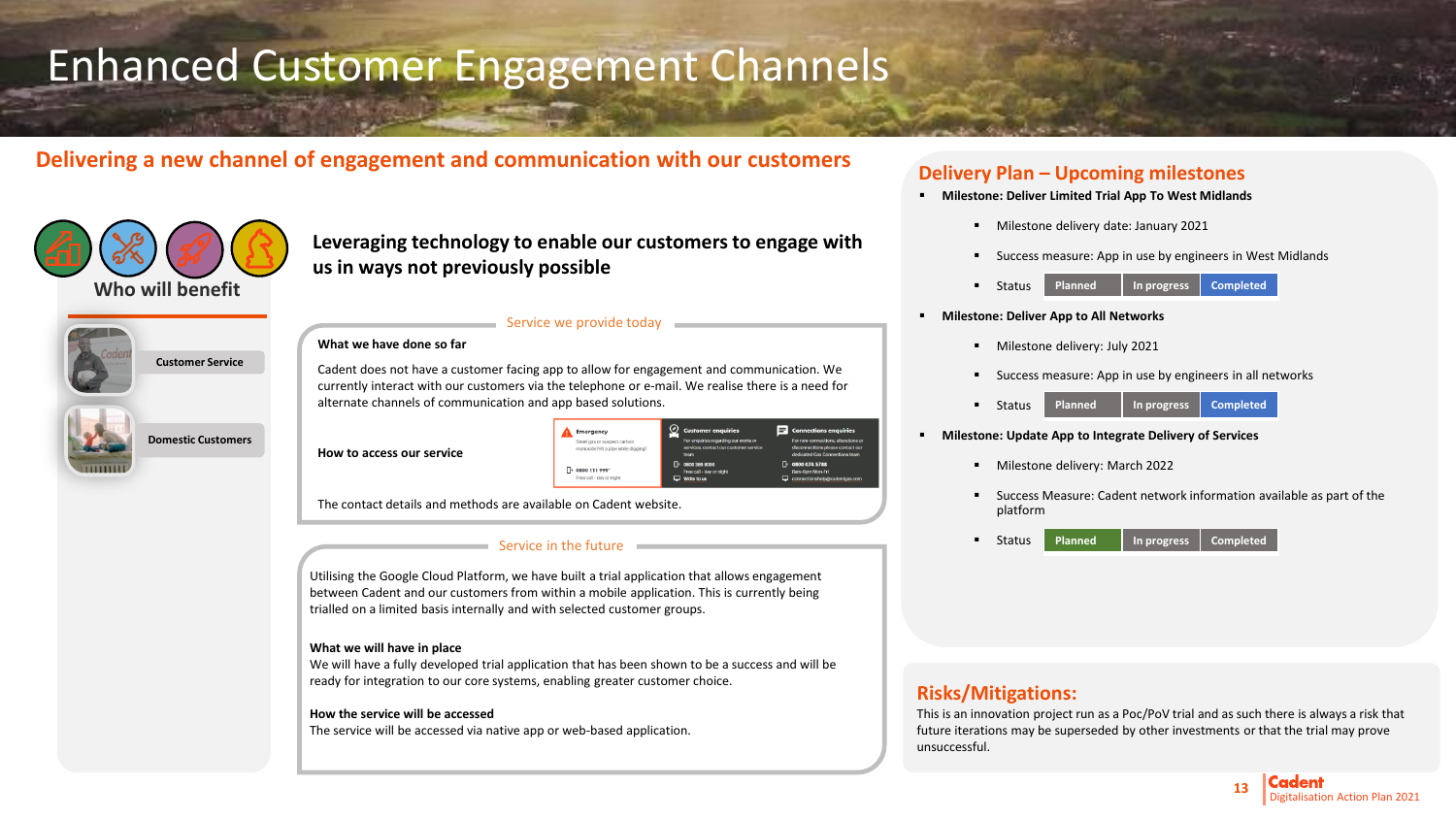# Enhanced Customer Engagement Channels

## Delivering a new channel of engagement and communication with our customers

### Who will benefit

- Customer Service
- Domestic Customers

### Leveraging technology to enable our customers to engage with us in ways not previously possible

#### Service we provide today

**What we have done so far**

Cadent does not have a customer facing app to allow for engagement and communication. We currently interact with our customers via the telephone or e-mail. We realise there is a need for alternate channels of communication and app based solutions.

**How to access our service**

The contact details and methods are available on Cadent website.

#### Service in the future

Utilising the Google Cloud Platform, we have built a trial application that allows engagement between Cadent and our customers from within a mobile application. This is currently being trialled on a limited basis internally and with selected customer groups.

**What we will have in place**

We will have a fully developed trial application that has been shown to be a success and will be ready for integration to our core systems, enabling greater customer choice.

**How the service will be accessed**

The service will be accessed via native app or web-based application.

## Delivery Plan – Upcoming milestones

- **Milestone: Deliver Limited Trial App To West Midlands**
  - Milestone delivery date: January 2021
  - Success measure: App in use by engineers in West Midlands
  - Status: Planned | In progress | **Completed**
- **Milestone: Deliver App to All Networks**
  - Milestone delivery: July 2021
  - Success measure: App in use by engineers in all networks
  - Status: Planned | In progress | **Completed**
- **Milestone: Update App to Integrate Delivery of Services**
  - Milestone delivery: March 2022
  - Success Measure: Cadent network information available as part of the platform
  - Status: **Planned** | In progress | Completed

## Risks/Mitigations:

This is an innovation project run as a Poc/PoV trial and as such there is always a risk that future iterations may be superseded by other investments or that the trial may prove unsuccessful.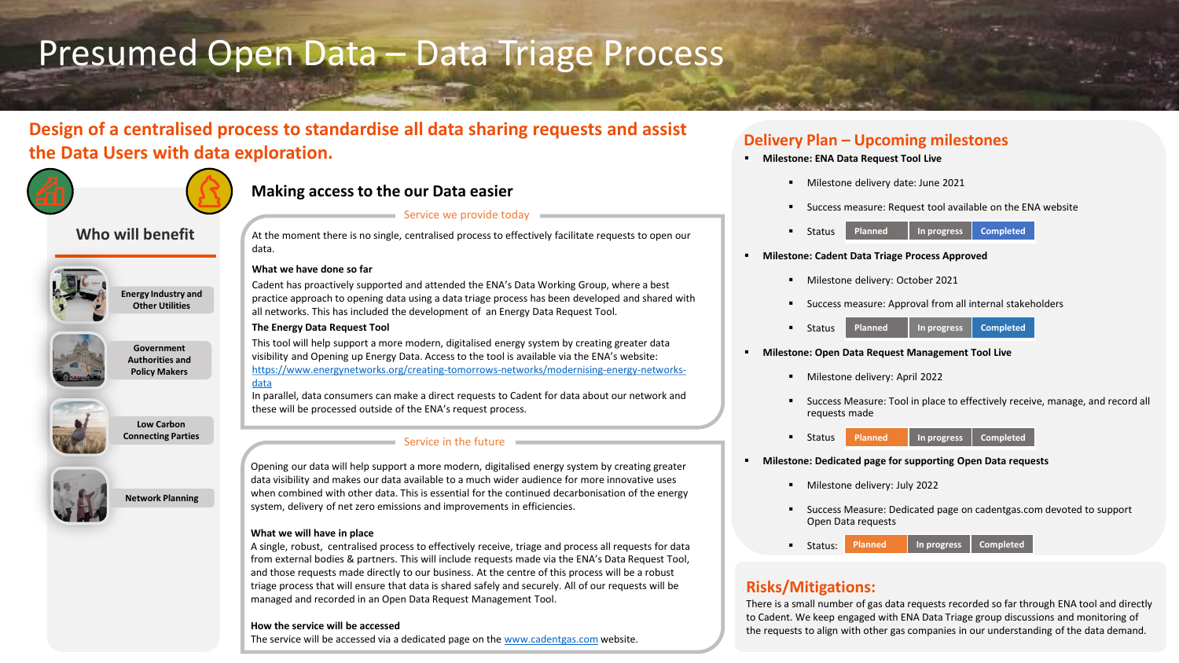# Presumed Open Data – Data Triage Process

## Design of a centralised process to standardise all data sharing requests and assist the Data Users with data exploration.

### Who will benefit

- Energy Industry and Other Utilities
- Government Authorities and Policy Makers
- Low Carbon Connecting Parties
- Network Planning

## Making access to the our Data easier

### Service we provide today

At the moment there is no single, centralised process to effectively facilitate requests to open our data.

**What we have done so far**

Cadent has proactively supported and attended the ENA's Data Working Group, where a best practice approach to opening data using a data triage process has been developed and shared with all networks. This has included the development of an Energy Data Request Tool.

**The Energy Data Request Tool**

This tool will help support a more modern, digitalised energy system by creating greater data visibility and Opening up Energy Data. Access to the tool is available via the ENA's website: https://www.energynetworks.org/creating-tomorrows-networks/modernising-energy-networks-data

In parallel, data consumers can make a direct requests to Cadent for data about our network and these will be processed outside of the ENA's request process.

### Service in the future

Opening our data will help support a more modern, digitalised energy system by creating greater data visibility and makes our data available to a much wider audience for more innovative uses when combined with other data. This is essential for the continued decarbonisation of the energy system, delivery of net zero emissions and improvements in efficiencies.

**What we will have in place**

A single, robust, centralised process to effectively receive, triage and process all requests for data from external bodies & partners. This will include requests made via the ENA's Data Request Tool, and those requests made directly to our business. At the centre of this process will be a robust triage process that will ensure that data is shared safely and securely. All of our requests will be managed and recorded in an Open Data Request Management Tool.

**How the service will be accessed**

The service will be accessed via a dedicated page on the www.cadentgas.com website.

## Delivery Plan – Upcoming milestones

- **Milestone: ENA Data Request Tool Live**
  - Milestone delivery date: June 2021
  - Success measure: Request tool available on the ENA website
  - Status: Planned | In progress | **Completed**
- **Milestone: Cadent Data Triage Process Approved**
  - Milestone delivery: October 2021
  - Success measure: Approval from all internal stakeholders
  - Status: Planned | In progress | **Completed**
- **Milestone: Open Data Request Management Tool Live**
  - Milestone delivery: April 2022
  - Success Measure: Tool in place to effectively receive, manage, and record all requests made
  - Status: **Planned** | In progress | Completed
- **Milestone: Dedicated page for supporting Open Data requests**
  - Milestone delivery: July 2022
  - Success Measure: Dedicated page on cadentgas.com devoted to support Open Data requests
  - Status: **Planned** | In progress | Completed

## Risks/Mitigations:

There is a small number of gas data requests recorded so far through ENA tool and directly to Cadent. We keep engaged with ENA Data Triage group discussions and monitoring of the requests to align with other gas companies in our understanding of the data demand.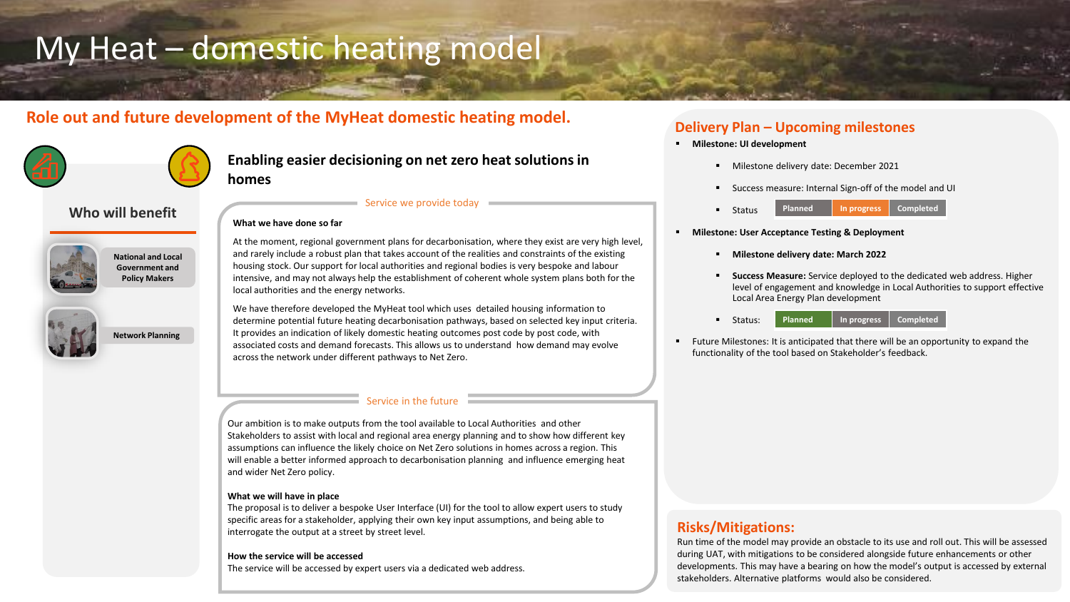# My Heat – domestic heating model

## Role out and future development of the MyHeat domestic heating model.

### Enabling easier decisioning on net zero heat solutions in homes

### Who will benefit

- National and Local Government and Policy Makers
- Network Planning

#### Service we provide today

**What we have done so far**

At the moment, regional government plans for decarbonisation, where they exist are very high level, and rarely include a robust plan that takes account of the realities and constraints of the existing housing stock. Our support for local authorities and regional bodies is very bespoke and labour intensive, and may not always help the establishment of coherent whole system plans both for the local authorities and the energy networks.

We have therefore developed the MyHeat tool which uses detailed housing information to determine potential future heating decarbonisation pathways, based on selected key input criteria. It provides an indication of likely domestic heating outcomes post code by post code, with associated costs and demand forecasts. This allows us to understand how demand may evolve across the network under different pathways to Net Zero.

#### Service in the future

Our ambition is to make outputs from the tool available to Local Authorities and other Stakeholders to assist with local and regional area energy planning and to show how different key assumptions can influence the likely choice on Net Zero solutions in homes across a region. This will enable a better informed approach to decarbonisation planning and influence emerging heat and wider Net Zero policy.

**What we will have in place**

The proposal is to deliver a bespoke User Interface (UI) for the tool to allow expert users to study specific areas for a stakeholder, applying their own key input assumptions, and being able to interrogate the output at a street by street level.

**How the service will be accessed**

The service will be accessed by expert users via a dedicated web address.

## Delivery Plan – Upcoming milestones

- **Milestone: UI development**
  - Milestone delivery date: December 2021
  - Success measure: Internal Sign-off of the model and UI
  - Status: Planned | **In progress** | Completed
- **Milestone: User Acceptance Testing & Deployment**
  - **Milestone delivery date: March 2022**
  - **Success Measure:** Service deployed to the dedicated web address. Higher level of engagement and knowledge in Local Authorities to support effective Local Area Energy Plan development
  - Status: **Planned** | In progress | Completed
- Future Milestones: It is anticipated that there will be an opportunity to expand the functionality of the tool based on Stakeholder's feedback.

## Risks/Mitigations:

Run time of the model may provide an obstacle to its use and roll out. This will be assessed during UAT, with mitigations to be considered alongside future enhancements or other developments. This may have a bearing on how the model's output is accessed by external stakeholders. Alternative platforms would also be considered.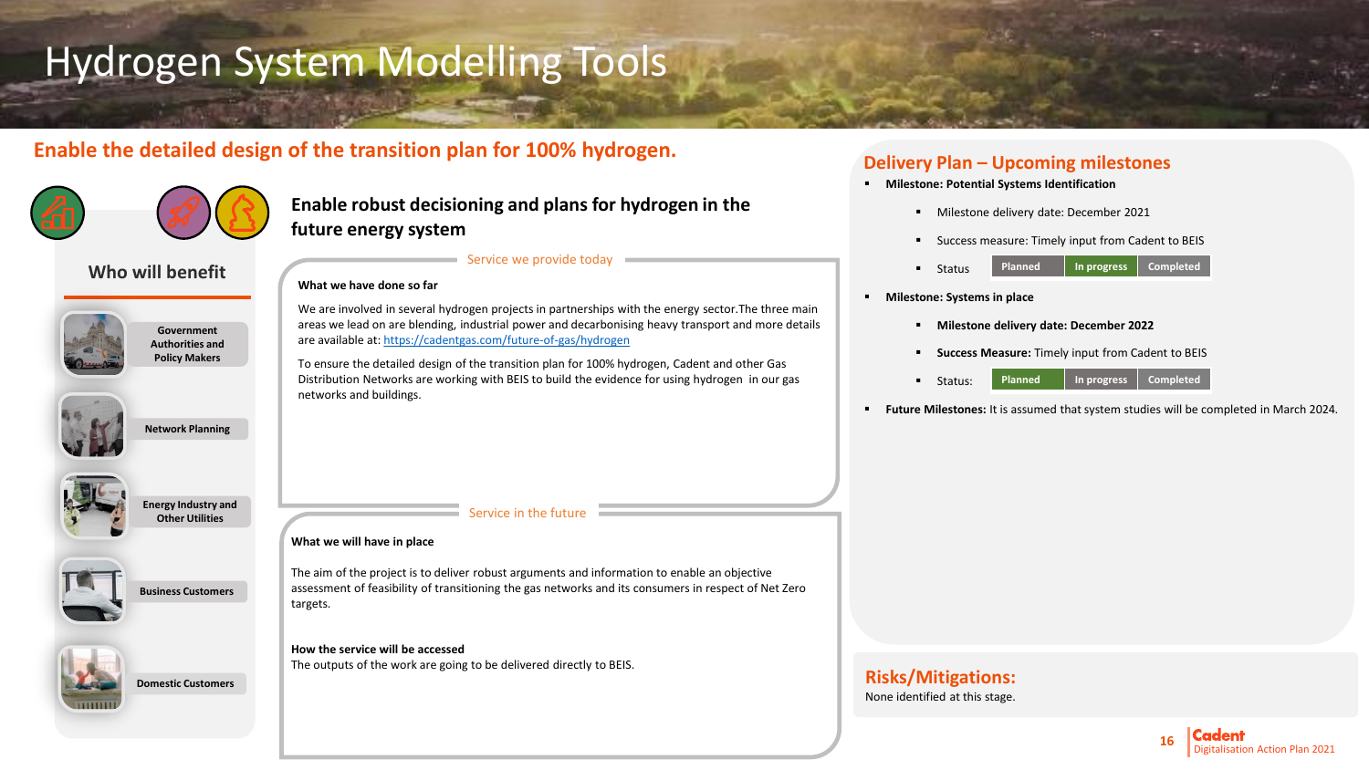# Hydrogen System Modelling Tools

## Enable the detailed design of the transition plan for 100% hydrogen.

### Who will benefit

- Government Authorities and Policy Makers
- Network Planning
- Energy Industry and Other Utilities
- Business Customers
- Domestic Customers

### Enable robust decisioning and plans for hydrogen in the future energy system

#### Service we provide today

**What we have done so far**

We are involved in several hydrogen projects in partnerships with the energy sector.The three main areas we lead on are blending, industrial power and decarbonising heavy transport and more details are available at: https://cadentgas.com/future-of-gas/hydrogen

To ensure the detailed design of the transition plan for 100% hydrogen, Cadent and other Gas Distribution Networks are working with BEIS to build the evidence for using hydrogen in our gas networks and buildings.

#### Service in the future

**What we will have in place**

The aim of the project is to deliver robust arguments and information to enable an objective assessment of feasibility of transitioning the gas networks and its consumers in respect of Net Zero targets.

**How the service will be accessed**

The outputs of the work are going to be delivered directly to BEIS.

## Delivery Plan – Upcoming milestones

- **Milestone: Potential Systems Identification**
  - Milestone delivery date: December 2021
  - Success measure: Timely input from Cadent to BEIS
  - Status: Planned | In progress | Completed
- **Milestone: Systems in place**
  - **Milestone delivery date: December 2022**
  - **Success Measure:** Timely input from Cadent to BEIS
  - Status: Planned | In progress | Completed
- **Future Milestones:** It is assumed that system studies will be completed in March 2024.

## Risks/Mitigations:

None identified at this stage.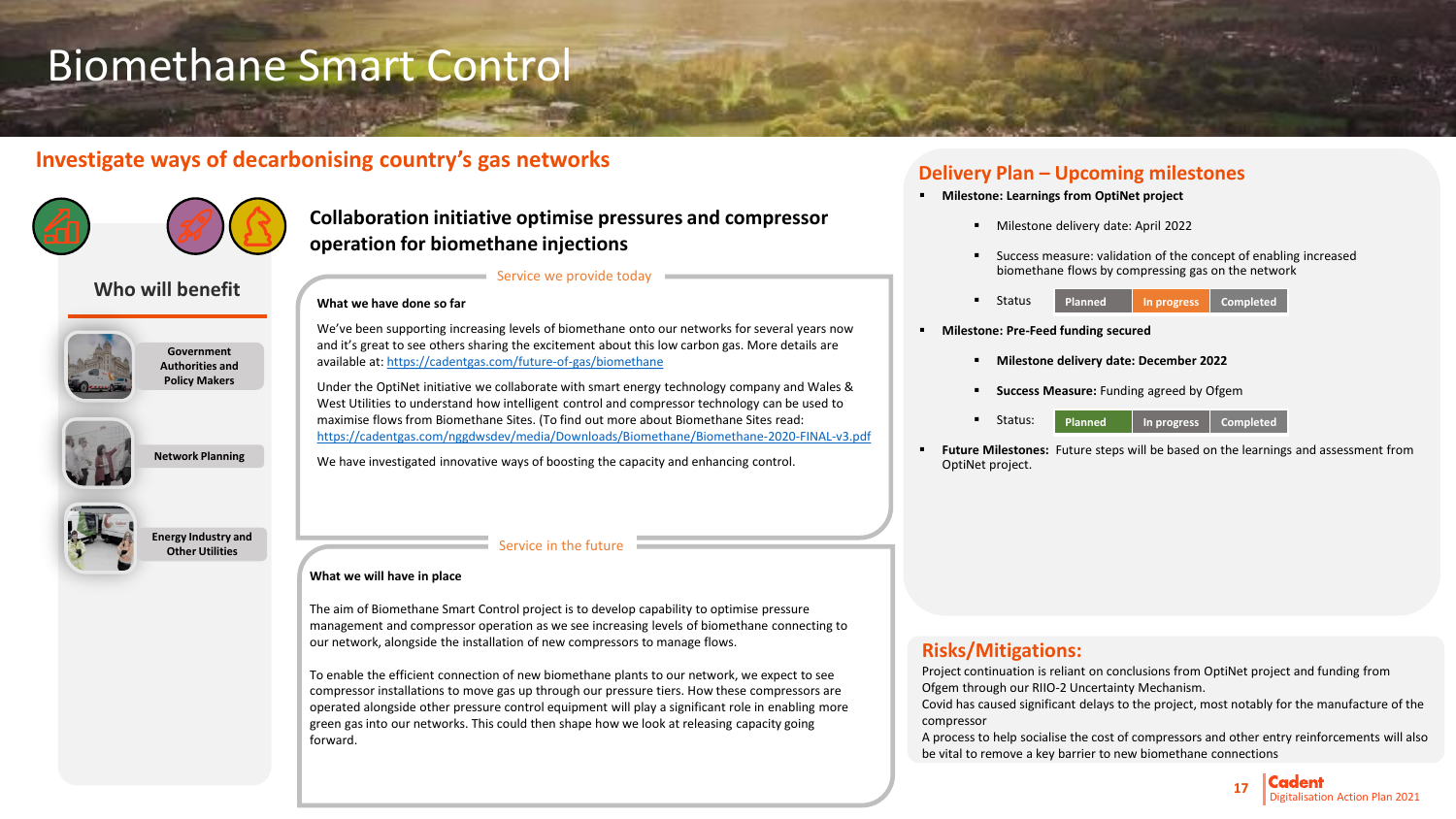# Biomethane Smart Control

## Investigate ways of decarbonising country's gas networks

### Who will benefit

- Government Authorities and Policy Makers
- Network Planning
- Energy Industry and Other Utilities

### Collaboration initiative optimise pressures and compressor operation for biomethane injections

#### Service we provide today

**What we have done so far**

We've been supporting increasing levels of biomethane onto our networks for several years now and it's great to see others sharing the excitement about this low carbon gas. More details are available at: https://cadentgas.com/future-of-gas/biomethane

Under the OptiNet initiative we collaborate with smart energy technology company and Wales & West Utilities to understand how intelligent control and compressor technology can be used to maximise flows from Biomethane Sites. (To find out more about Biomethane Sites read: https://cadentgas.com/nggdwsdev/media/Downloads/Biomethane/Biomethane-2020-FINAL-v3.pdf

We have investigated innovative ways of boosting the capacity and enhancing control.

#### Service in the future

**What we will have in place**

The aim of Biomethane Smart Control project is to develop capability to optimise pressure management and compressor operation as we see increasing levels of biomethane connecting to our network, alongside the installation of new compressors to manage flows.

To enable the efficient connection of new biomethane plants to our network, we expect to see compressor installations to move gas up through our pressure tiers. How these compressors are operated alongside other pressure control equipment will play a significant role in enabling more green gas into our networks. This could then shape how we look at releasing capacity going forward.

## Delivery Plan – Upcoming milestones

- **Milestone: Learnings from OptiNet project**
  - Milestone delivery date: April 2022
  - Success measure: validation of the concept of enabling increased biomethane flows by compressing gas on the network
  - Status: Planned | **In progress** | Completed
- **Milestone: Pre-Feed funding secured**
  - **Milestone delivery date: December 2022**
  - **Success Measure:** Funding agreed by Ofgem
  - Status: **Planned** | In progress | Completed
- **Future Milestones:** Future steps will be based on the learnings and assessment from OptiNet project.

## Risks/Mitigations:

Project continuation is reliant on conclusions from OptiNet project and funding from Ofgem through our RIIO-2 Uncertainty Mechanism.

Covid has caused significant delays to the project, most notably for the manufacture of the compressor

A process to help socialise the cost of compressors and other entry reinforcements will also be vital to remove a key barrier to new biomethane connections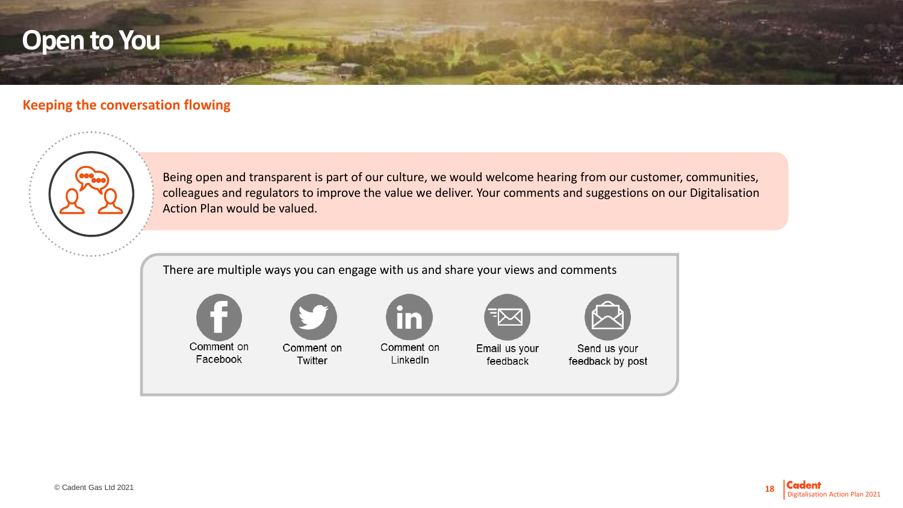# Open to You

## Keeping the conversation flowing

Being open and transparent is part of our culture, we would welcome hearing from our customer, communities, colleagues and regulators to improve the value we deliver. Your comments and suggestions on our Digitalisation Action Plan would be valued.

There are multiple ways you can engage with us and share your views and comments

- Comment on Facebook
- Comment on Twitter
- Comment on LinkedIn
- Email us your feedback
- Send us your feedback by post

© Cadent Gas Ltd 2021